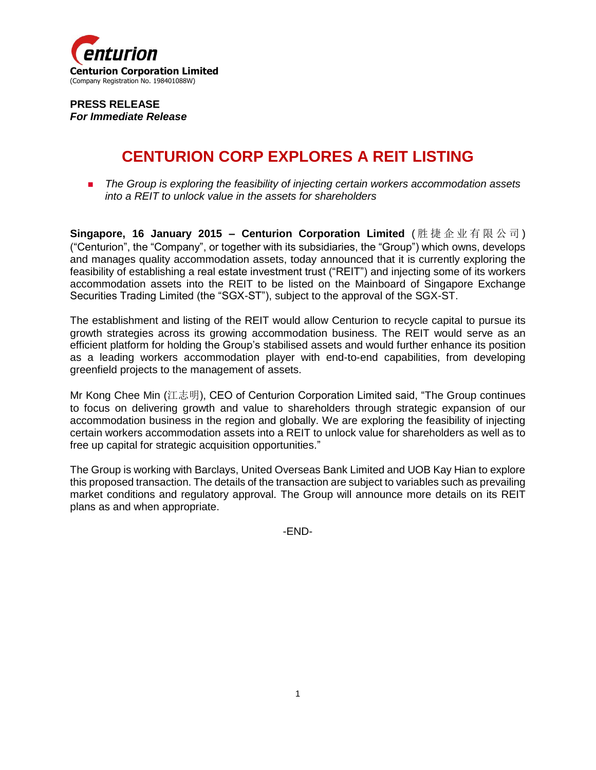**Centurion Corporation Limited**
(Company Registration No. 198401088W)

**PRESS RELEASE**
***For Immediate Release***

# CENTURION CORP EXPLORES A REIT LISTING

- *The Group is exploring the feasibility of injecting certain workers accommodation assets into a REIT to unlock value in the assets for shareholders*

**Singapore, 16 January 2015 – Centurion Corporation Limited** (胜捷企业有限公司) ("Centurion", the "Company", or together with its subsidiaries, the "Group") which owns, develops and manages quality accommodation assets, today announced that it is currently exploring the feasibility of establishing a real estate investment trust ("REIT") and injecting some of its workers accommodation assets into the REIT to be listed on the Mainboard of Singapore Exchange Securities Trading Limited (the "SGX-ST"), subject to the approval of the SGX-ST.

The establishment and listing of the REIT would allow Centurion to recycle capital to pursue its growth strategies across its growing accommodation business. The REIT would serve as an efficient platform for holding the Group's stabilised assets and would further enhance its position as a leading workers accommodation player with end-to-end capabilities, from developing greenfield projects to the management of assets.

Mr Kong Chee Min (江志明), CEO of Centurion Corporation Limited said, "The Group continues to focus on delivering growth and value to shareholders through strategic expansion of our accommodation business in the region and globally. We are exploring the feasibility of injecting certain workers accommodation assets into a REIT to unlock value for shareholders as well as to free up capital for strategic acquisition opportunities."

The Group is working with Barclays, United Overseas Bank Limited and UOB Kay Hian to explore this proposed transaction. The details of the transaction are subject to variables such as prevailing market conditions and regulatory approval. The Group will announce more details on its REIT plans as and when appropriate.

-END-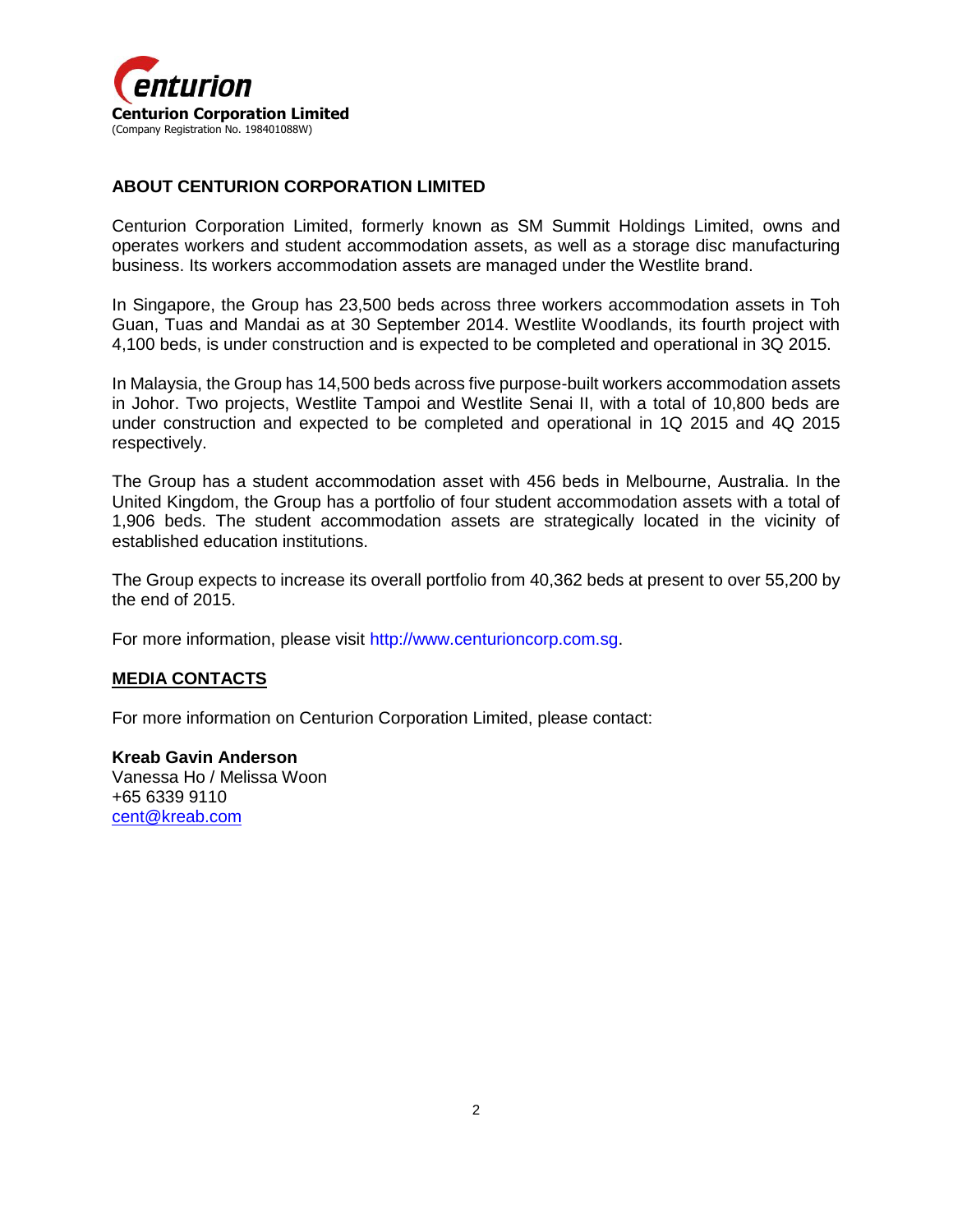**Centurion Corporation Limited**
(Company Registration No. 198401088W)

## ABOUT CENTURION CORPORATION LIMITED

Centurion Corporation Limited, formerly known as SM Summit Holdings Limited, owns and operates workers and student accommodation assets, as well as a storage disc manufacturing business. Its workers accommodation assets are managed under the Westlite brand.

In Singapore, the Group has 23,500 beds across three workers accommodation assets in Toh Guan, Tuas and Mandai as at 30 September 2014. Westlite Woodlands, its fourth project with 4,100 beds, is under construction and is expected to be completed and operational in 3Q 2015.

In Malaysia, the Group has 14,500 beds across five purpose-built workers accommodation assets in Johor. Two projects, Westlite Tampoi and Westlite Senai II, with a total of 10,800 beds are under construction and expected to be completed and operational in 1Q 2015 and 4Q 2015 respectively.

The Group has a student accommodation asset with 456 beds in Melbourne, Australia. In the United Kingdom, the Group has a portfolio of four student accommodation assets with a total of 1,906 beds. The student accommodation assets are strategically located in the vicinity of established education institutions.

The Group expects to increase its overall portfolio from 40,362 beds at present to over 55,200 by the end of 2015.

For more information, please visit http://www.centurioncorp.com.sg.

## MEDIA CONTACTS

For more information on Centurion Corporation Limited, please contact:

**Kreab Gavin Anderson**
Vanessa Ho / Melissa Woon
+65 6339 9110
cent@kreab.com